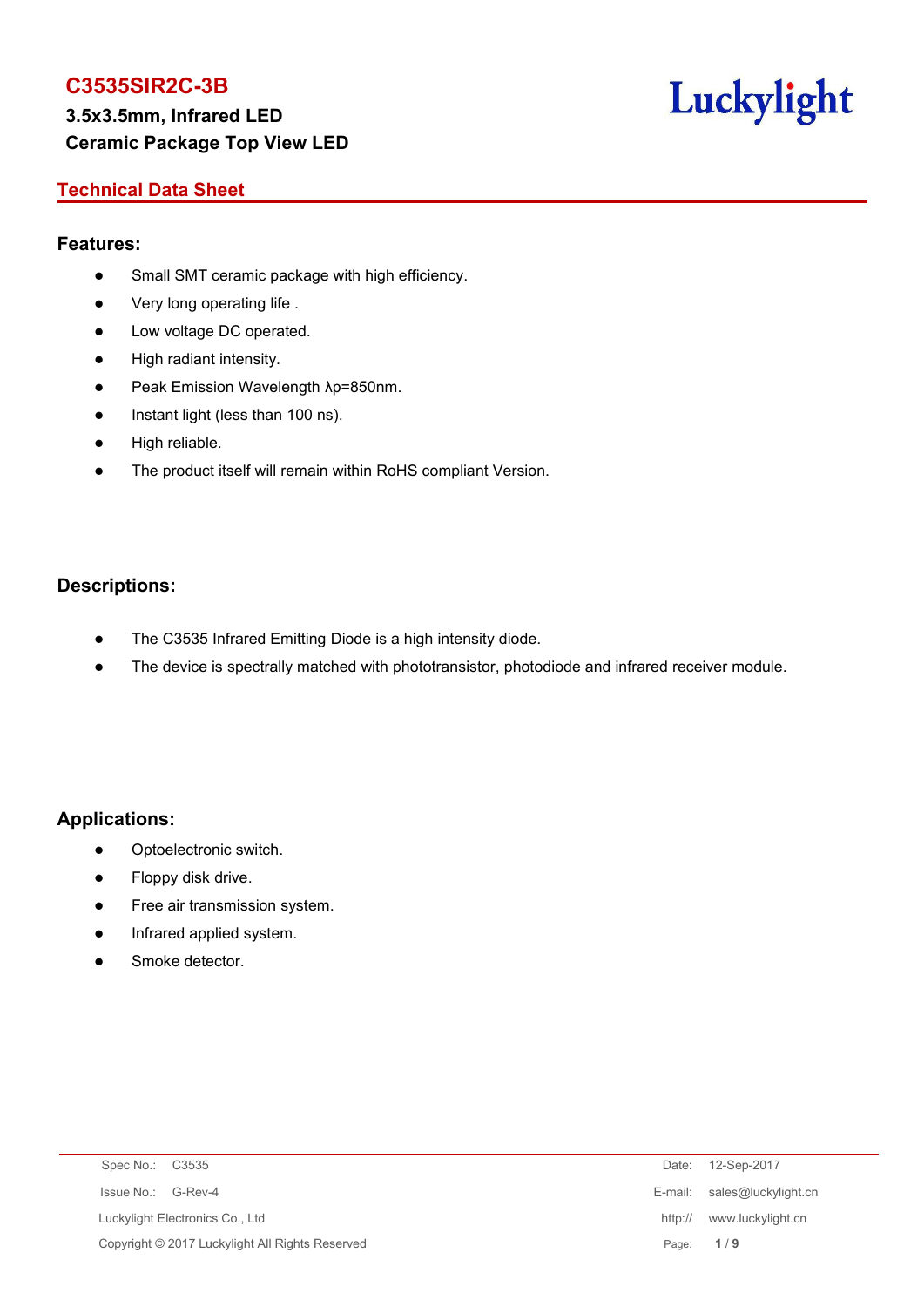# C3535SIR2C-3B

**3.5x3.5mm, Infrared LED**
**Ceramic Package Top View LED**

Luckylight

## Technical Data Sheet

### Features:

- Small SMT ceramic package with high efficiency.
- Very long operating life .
- Low voltage DC operated.
- High radiant intensity.
- Peak Emission Wavelength λp=850nm.
- Instant light (less than 100 ns).
- High reliable.
- The product itself will remain within RoHS compliant Version.

### Descriptions:

- The C3535 Infrared Emitting Diode is a high intensity diode.
- The device is spectrally matched with phototransistor, photodiode and infrared receiver module.

### Applications:

- Optoelectronic switch.
- Floppy disk drive.
- Free air transmission system.
- Infrared applied system.
- Smoke detector.

Spec No.: C3535
Issue No.: G-Rev-4
Luckylight Electronics Co., Ltd
Copyright © 2017 Luckylight All Rights Reserved
Date: 12-Sep-2017
E-mail: sales@luckylight.cn
http:// www.luckylight.cn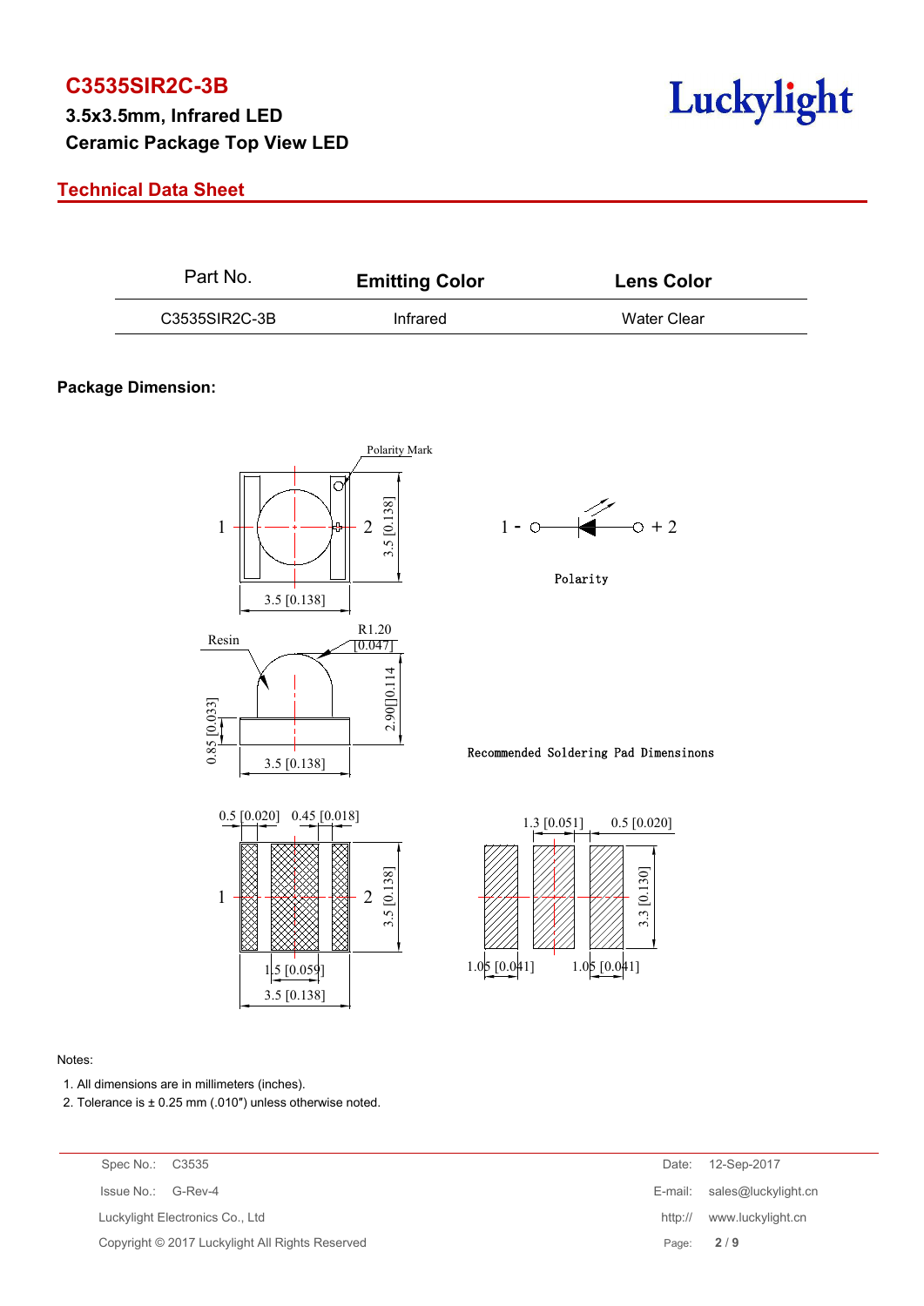# C3535SIR2C-3B

**3.5x3.5mm, Infrared LED**
**Ceramic Package Top View LED**

## Technical Data Sheet

| Part No. | Emitting Color | Lens Color |
|---|---|---|
| C3535SIR2C-3B | Infrared | Water Clear |

**Package Dimension:**

Polarity Mark

1 — 2

3.5 [0.138]

3.5 [0.138]

1 - ○ ◄ ○ + 2

Polarity

Resin

R1.20 [0.047]

2.90 [0.114]

0.85 [0.033]

3.5 [0.138]

Recommended Soldering Pad Dimensinons

0.5 [0.020] 0.45 [0.018]

1 2

3.5 [0.138]

1.5 [0.059]

3.5 [0.138]

1.3 [0.051] 0.5 [0.020]

3.3 [0.130]

1.05 [0.041] 1.05 [0.041]

Notes:

1. All dimensions are in millimeters (inches).
2. Tolerance is ± 0.25 mm (.010″) unless otherwise noted.

Spec No.: C3535
Issue No.: G-Rev-4
Luckylight Electronics Co., Ltd
Copyright © 2017 Luckylight All Rights Reserved

Date: 12-Sep-2017
E-mail: sales@luckylight.cn
http:// www.luckylight.cn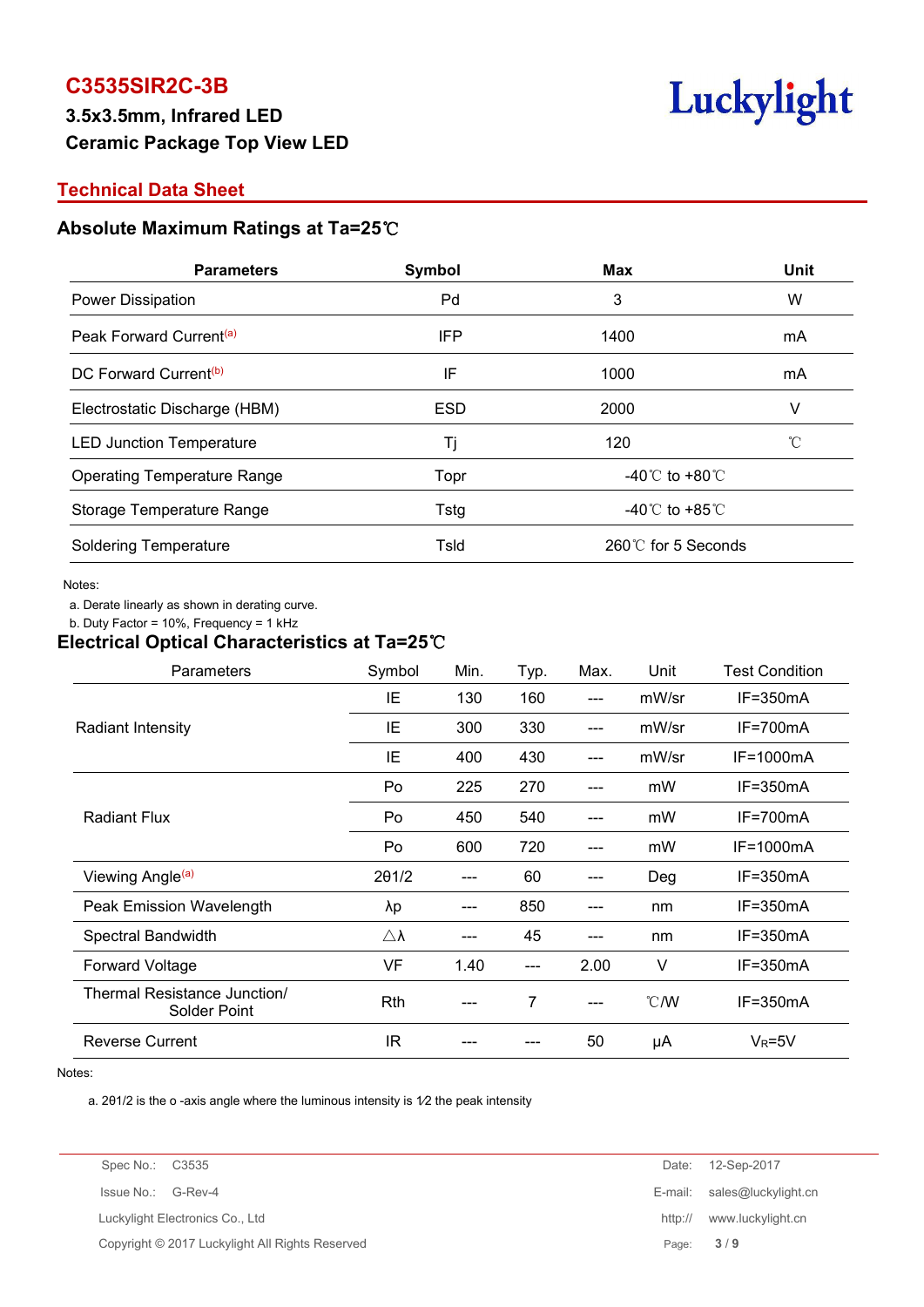# C3535SIR2C-3B

**3.5x3.5mm, Infrared LED**

**Ceramic Package Top View LED**

## Technical Data Sheet

### Absolute Maximum Ratings at Ta=25℃

| Parameters | Symbol | Max | Unit |
|---|---|---|---|
| Power Dissipation | Pd | 3 | W |
| Peak Forward Current[(a)] | IFP | 1400 | mA |
| DC Forward Current[(b)] | IF | 1000 | mA |
| Electrostatic Discharge (HBM) | ESD | 2000 | V |
| LED Junction Temperature | Tj | 120 | ℃ |
| Operating Temperature Range | Topr | -40℃ to +80℃ | |
| Storage Temperature Range | Tstg | -40℃ to +85℃ | |
| Soldering Temperature | Tsld | 260℃ for 5 Seconds | |

Notes:

a. Derate linearly as shown in derating curve.

b. Duty Factor = 10%, Frequency = 1 kHz

### Electrical Optical Characteristics at Ta=25℃

| Parameters | Symbol | Min. | Typ. | Max. | Unit | Test Condition |
|---|---|---|---|---|---|---|
| Radiant Intensity | IE | 130 | 160 | --- | mW/sr | IF=350mA |
| | IE | 300 | 330 | --- | mW/sr | IF=700mA |
| | IE | 400 | 430 | --- | mW/sr | IF=1000mA |
| Radiant Flux | Po | 225 | 270 | --- | mW | IF=350mA |
| | Po | 450 | 540 | --- | mW | IF=700mA |
| | Po | 600 | 720 | --- | mW | IF=1000mA |
| Viewing Angle[(a)] | 2θ1/2 | --- | 60 | --- | Deg | IF=350mA |
| Peak Emission Wavelength | λp | --- | 850 | --- | nm | IF=350mA |
| Spectral Bandwidth | △λ | --- | 45 | --- | nm | IF=350mA |
| Forward Voltage | VF | 1.40 | --- | 2.00 | V | IF=350mA |
| Thermal Resistance Junction/ Solder Point | Rth | --- | 7 | --- | ℃/W | IF=350mA |
| Reverse Current | IR | --- | --- | 50 | μA | $V_R$=5V |

Notes:

a. 2θ1/2 is the o -axis angle where the luminous intensity is 1⁄2 the peak intensity

Spec No.: C3535 | Date: 12-Sep-2017

Issue No.: G-Rev-4 | E-mail: sales@luckylight.cn

Luckylight Electronics Co., Ltd | http:// www.luckylight.cn

Copyright © 2017 Luckylight All Rights Reserved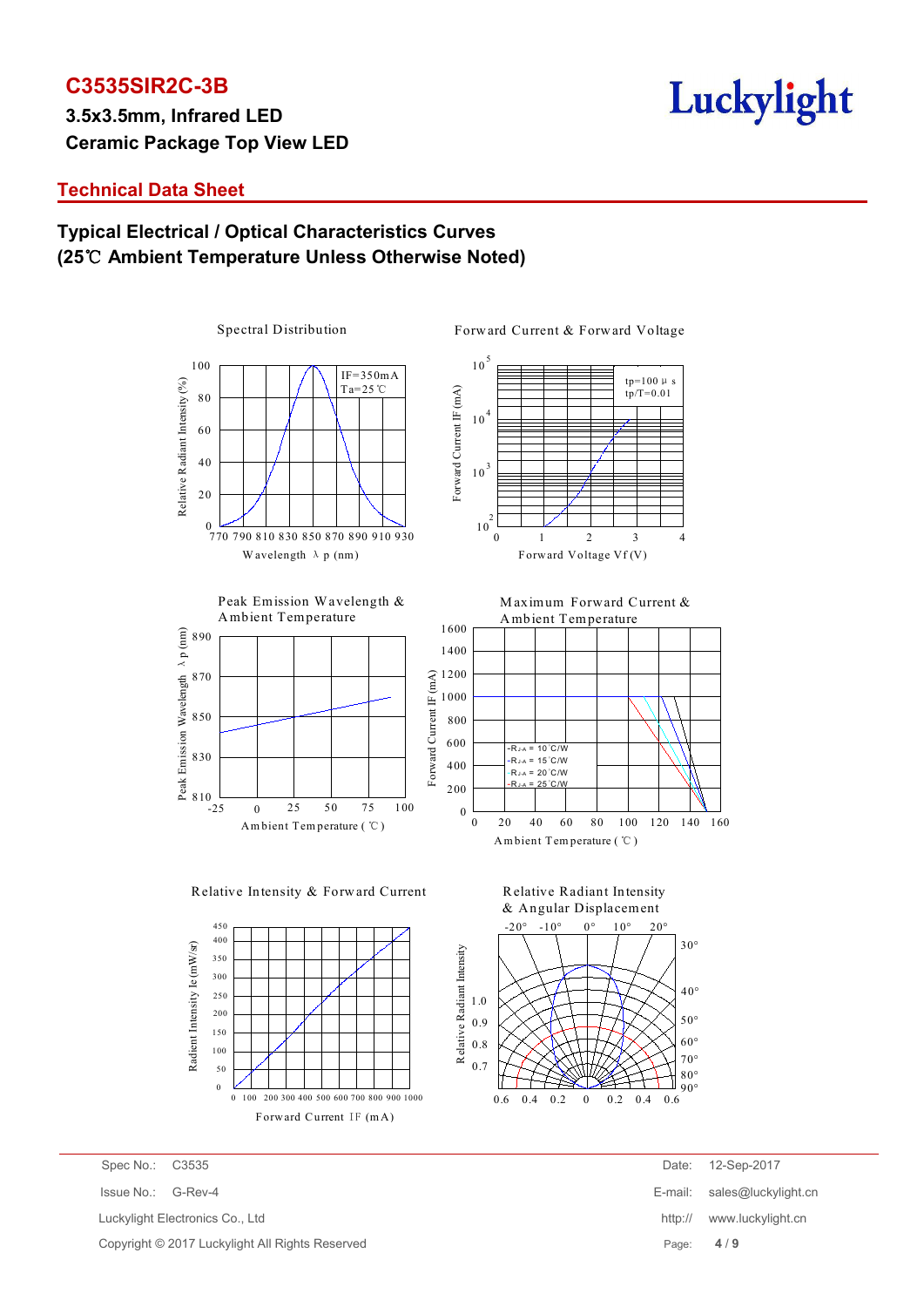# C3535SIR2C-3B

**3.5x3.5mm, Infrared LED**
**Ceramic Package Top View LED**

## Technical Data Sheet

## Typical Electrical / Optical Characteristics Curves
## (25℃ Ambient Temperature Unless Otherwise Noted)

Spectral Distribution

IF=350mA
Ta=25℃

Relative Radiant Intensity (%)

Wavelength λ p (nm)

Forward Current & Forward Voltage

tp=100 μ s
tp/T=0.01

Forward Current IF (mA)

Forward Voltage Vf (V)

Peak Emission Wavelength & Ambient Temperature

Peak Emission Wavelength λ p (nm)

Ambient Temperature (℃)

Maximum Forward Current & Ambient Temperature

-$R_{J-A}$ = 10°C/W
-$R_{J-A}$ = 15°C/W
-$R_{J-A}$ = 20°C/W
-$R_{J-A}$ = 25°C/W

Forward Current IF (mA)

Ambient Temperature (℃)

Relative Intensity & Forward Current

Radiant Intensity Ie (mW/sr)

Forward Current IF (mA)

Relative Radiant Intensity & Angular Displacement

Relative Radiant Intensity

Spec No.: C3535
Issue No.: G-Rev-4
Luckylight Electronics Co., Ltd
Copyright © 2017 Luckylight All Rights Reserved

Date: 12-Sep-2017
E-mail: sales@luckylight.cn
http:// www.luckylight.cn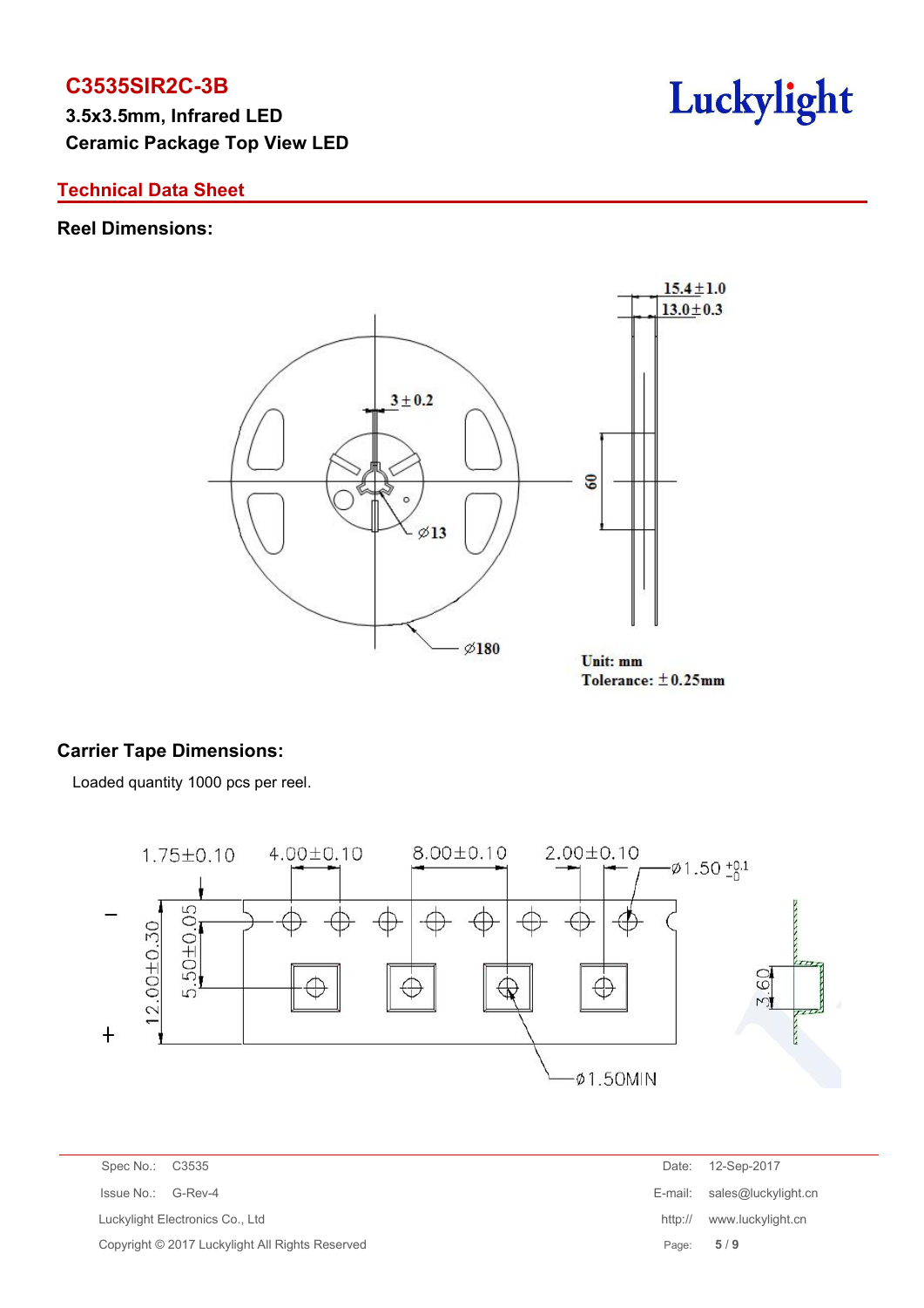# C3535SIR2C-3B

**3.5x3.5mm, Infrared LED**
**Ceramic Package Top View LED**

## Technical Data Sheet

### Reel Dimensions:

15.4±1.0
13.0±0.3
3±0.2
60
∅13
∅180

Unit: mm
Tolerance: ±0.25mm

### Carrier Tape Dimensions:

Loaded quantity 1000 pcs per reel.

1.75±0.10 4.00±0.10 8.00±0.10 2.00±0.10 ∅1.50 $^{+0.1}_{-0}$

12.00±0.30 5.50±0.05 3.60

∅1.50MIN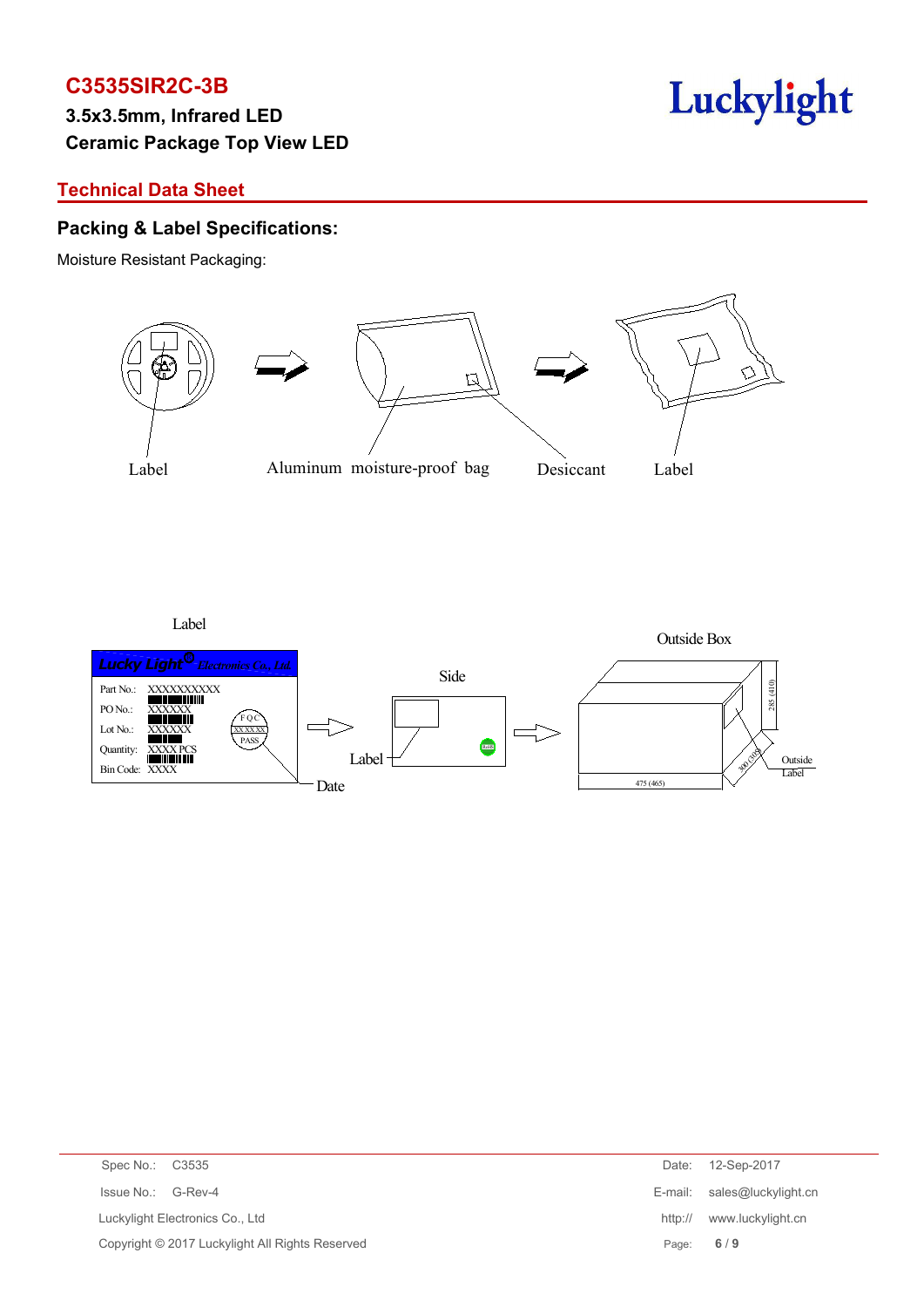# C3535SIR2C-3B

**3.5x3.5mm, Infrared LED**
**Ceramic Package Top View LED**

## Technical Data Sheet

### Packing & Label Specifications:

Moisture Resistant Packaging:

Label | Aluminum moisture-proof bag | Desiccant | Label

Label

Lucky Light Electronics Co., Ltd.

Part No.: XXXXXXXXXX
PO No.: XXXXXX
Lot No.: XXXXXX
Quantity: XXXX PCS
Bin Code: XXXX

FQC XXXXXX PASS

Date

Side

Label

Outside Box

285 (410)

300 (310)

475 (465)

Outside Label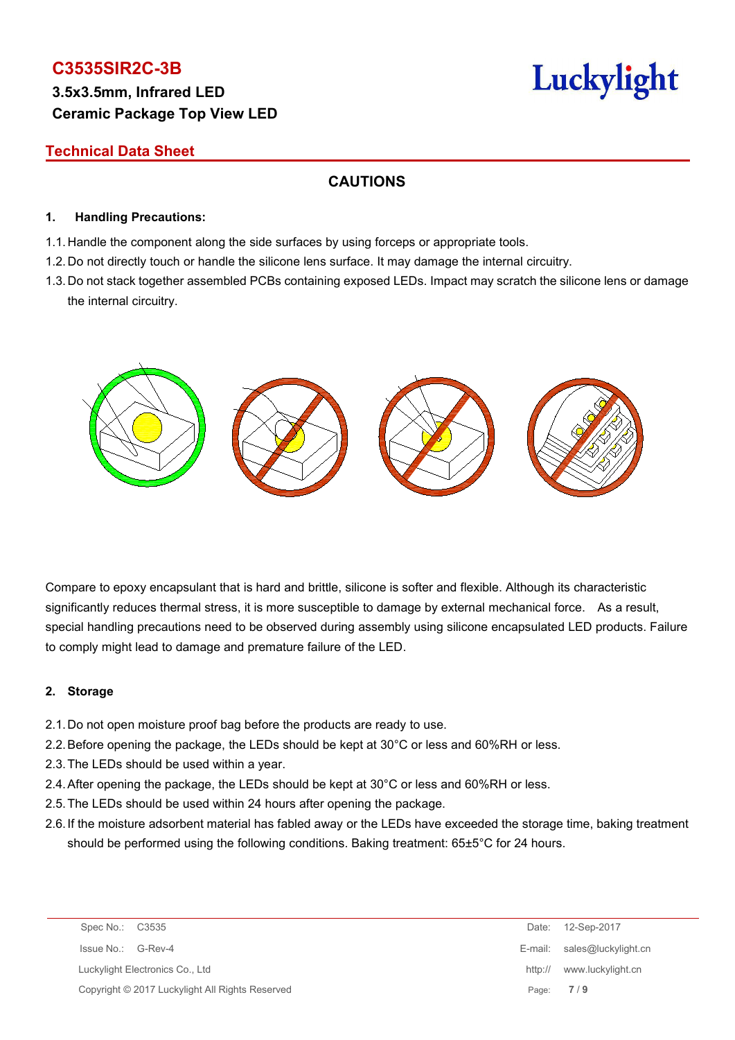# C3535SIR2C-3B

**3.5x3.5mm, Infrared LED**
**Ceramic Package Top View LED**

## Technical Data Sheet

## CAUTIONS

### 1. Handling Precautions:

1.1. Handle the component along the side surfaces by using forceps or appropriate tools.
1.2. Do not directly touch or handle the silicone lens surface. It may damage the internal circuitry.
1.3. Do not stack together assembled PCBs containing exposed LEDs. Impact may scratch the silicone lens or damage the internal circuitry.

Compare to epoxy encapsulant that is hard and brittle, silicone is softer and flexible. Although its characteristic significantly reduces thermal stress, it is more susceptible to damage by external mechanical force. As a result, special handling precautions need to be observed during assembly using silicone encapsulated LED products. Failure to comply might lead to damage and premature failure of the LED.

### 2. Storage

2.1. Do not open moisture proof bag before the products are ready to use.
2.2. Before opening the package, the LEDs should be kept at 30°C or less and 60%RH or less.
2.3. The LEDs should be used within a year.
2.4. After opening the package, the LEDs should be kept at 30°C or less and 60%RH or less.
2.5. The LEDs should be used within 24 hours after opening the package.
2.6. If the moisture adsorbent material has fabled away or the LEDs have exceeded the storage time, baking treatment should be performed using the following conditions. Baking treatment: 65±5°C for 24 hours.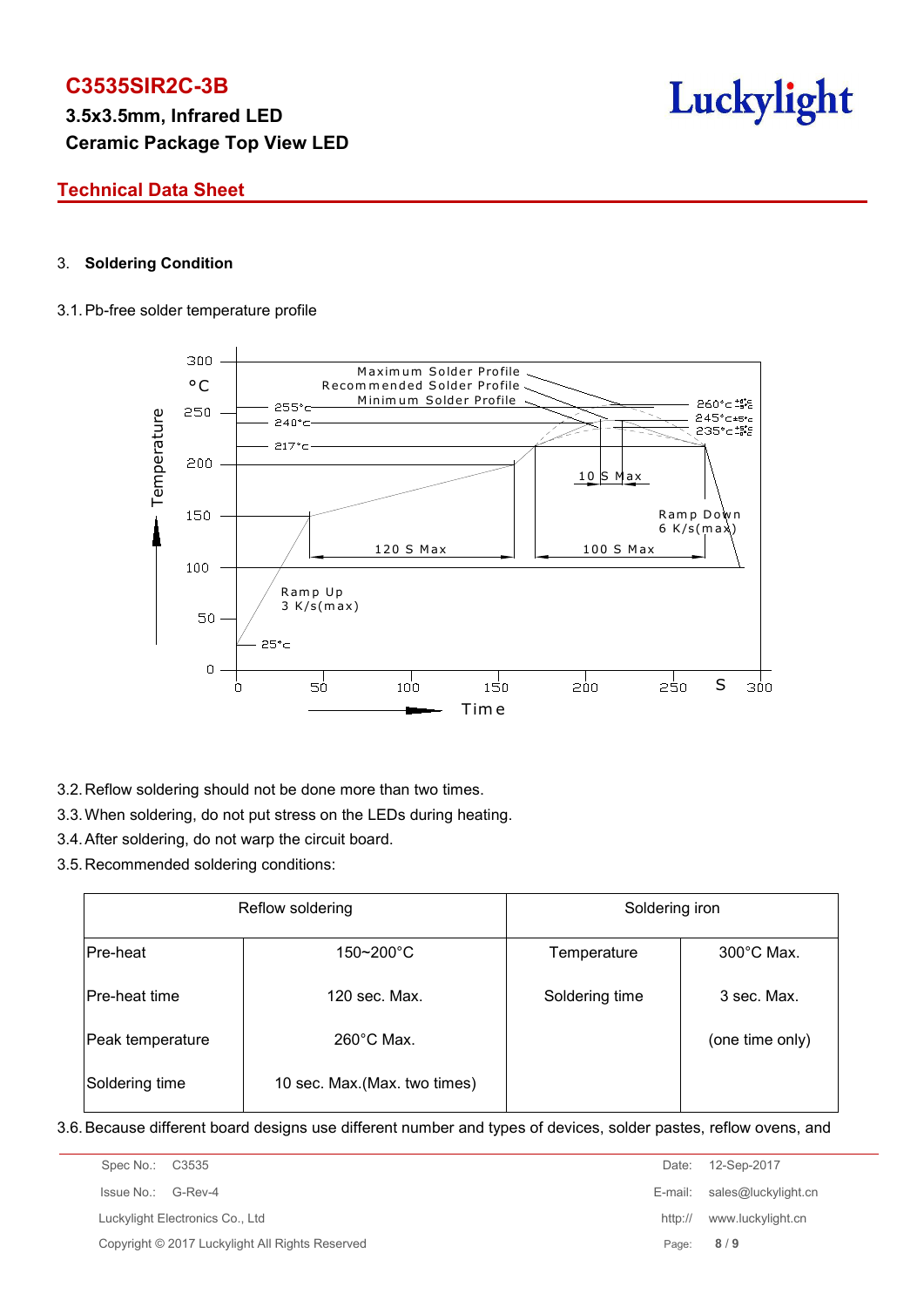## 3. Soldering Condition

3.1. Pb-free solder temperature profile

3.2. Reflow soldering should not be done more than two times.

3.3. When soldering, do not put stress on the LEDs during heating.

3.4. After soldering, do not warp the circuit board.

3.5. Recommended soldering conditions:

| Reflow soldering | | Soldering iron | |
|---|---|---|---|
| Pre-heat | 150~200°C | Temperature | 300°C Max. |
| Pre-heat time | 120 sec. Max. | Soldering time | 3 sec. Max. |
| Peak temperature | 260°C Max. | | (one time only) |
| Soldering time | 10 sec. Max.(Max. two times) | | |

3.6. Because different board designs use different number and types of devices, solder pastes, reflow ovens, and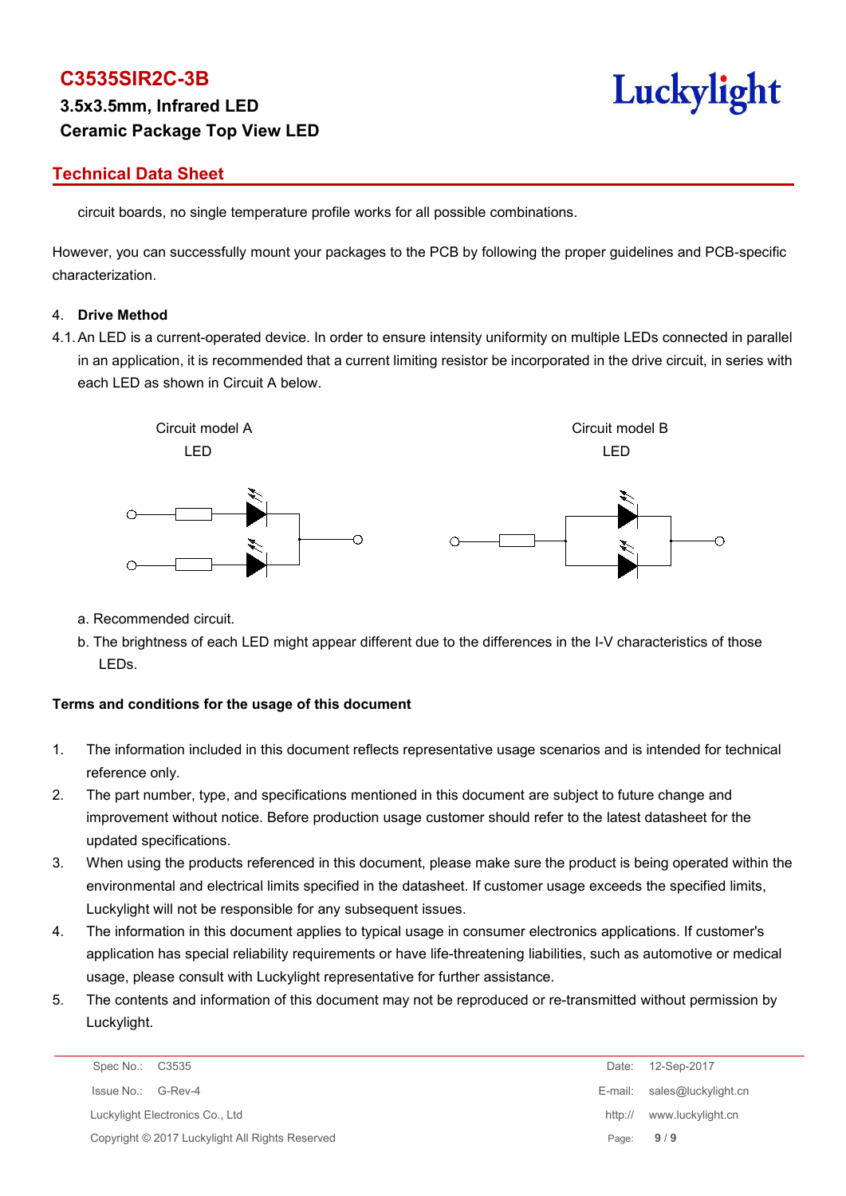circuit boards, no single temperature profile works for all possible combinations.

However, you can successfully mount your packages to the PCB by following the proper guidelines and PCB-specific characterization.

4. **Drive Method**

4.1. An LED is a current-operated device. In order to ensure intensity uniformity on multiple LEDs connected in parallel in an application, it is recommended that a current limiting resistor be incorporated in the drive circuit, in series with each LED as shown in Circuit A below.

Circuit model A
LED

Circuit model B
LED

a. Recommended circuit.

b. The brightness of each LED might appear different due to the differences in the I-V characteristics of those LEDs.

**Terms and conditions for the usage of this document**

1. The information included in this document reflects representative usage scenarios and is intended for technical reference only.
2. The part number, type, and specifications mentioned in this document are subject to future change and improvement without notice. Before production usage customer should refer to the latest datasheet for the updated specifications.
3. When using the products referenced in this document, please make sure the product is being operated within the environmental and electrical limits specified in the datasheet. If customer usage exceeds the specified limits, Luckylight will not be responsible for any subsequent issues.
4. The information in this document applies to typical usage in consumer electronics applications. If customer's application has special reliability requirements or have life-threatening liabilities, such as automotive or medical usage, please consult with Luckylight representative for further assistance.
5. The contents and information of this document may not be reproduced or re-transmitted without permission by Luckylight.